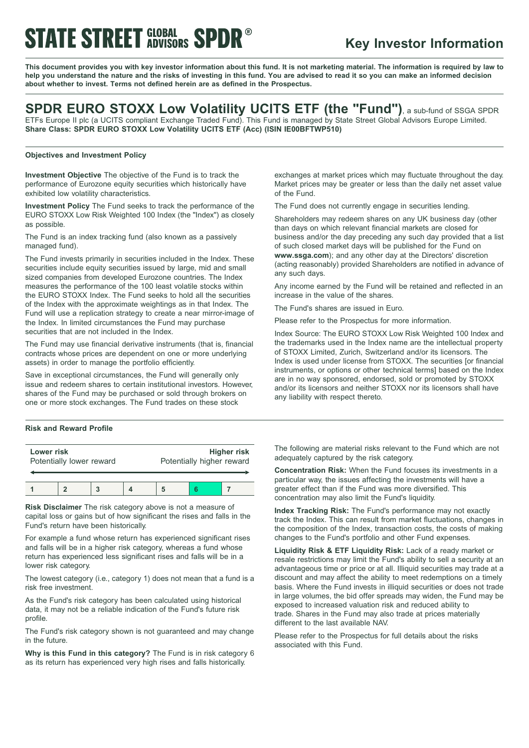# STATE STREET GLOBAL ADVISORS SPDR®

## Key Investor Information

**This document provides you with key investor information about this fund. It is not marketing material. The information is required by law to help you understand the nature and the risks of investing in this fund. You are advised to read it so you can make an informed decision about whether to invest. Terms not defined herein are as defined in the Prospectus.**

# SPDR EURO STOXX Low Volatility UCITS ETF (the "Fund"), a sub-fund of SSGA SPDR ETFs Europe II plc (a UCITS compliant Exchange Traded Fund). This Fund is managed by State Street Global Advisors Europe Limited.

**Share Class: SPDR EURO STOXX Low Volatility UCITS ETF (Acc) (ISIN IE00BFTWP510)**

### Objectives and Investment Policy

**Investment Objective** The objective of the Fund is to track the performance of Eurozone equity securities which historically have exhibited low volatility characteristics.

**Investment Policy** The Fund seeks to track the performance of the EURO STOXX Low Risk Weighted 100 Index (the "Index") as closely as possible.

The Fund is an index tracking fund (also known as a passively managed fund).

The Fund invests primarily in securities included in the Index. These securities include equity securities issued by large, mid and small sized companies from developed Eurozone countries. The Index measures the performance of the 100 least volatile stocks within the EURO STOXX Index. The Fund seeks to hold all the securities of the Index with the approximate weightings as in that Index. The Fund will use a replication strategy to create a near mirror-image of the Index. In limited circumstances the Fund may purchase securities that are not included in the Index.

The Fund may use financial derivative instruments (that is, financial contracts whose prices are dependent on one or more underlying assets) in order to manage the portfolio efficiently.

Save in exceptional circumstances, the Fund will generally only issue and redeem shares to certain institutional investors. However, shares of the Fund may be purchased or sold through brokers on one or more stock exchanges. The Fund trades on these stock exchanges at market prices which may fluctuate throughout the day. Market prices may be greater or less than the daily net asset value of the Fund.

The Fund does not currently engage in securities lending.

Shareholders may redeem shares on any UK business day (other than days on which relevant financial markets are closed for business and/or the day preceding any such day provided that a list of such closed market days will be published for the Fund on **www.ssga.com**); and any other day at the Directors' discretion (acting reasonably) provided Shareholders are notified in advance of any such days.

Any income earned by the Fund will be retained and reflected in an increase in the value of the shares.

The Fund's shares are issued in Euro.

Please refer to the Prospectus for more information.

Index Source: The EURO STOXX Low Risk Weighted 100 Index and the trademarks used in the Index name are the intellectual property of STOXX Limited, Zurich, Switzerland and/or its licensors. The Index is used under license from STOXX. The securities [or financial instruments, or options or other technical terms] based on the Index are in no way sponsored, endorsed, sold or promoted by STOXX and/or its licensors and neither STOXX nor its licensors shall have any liability with respect thereto.

### Risk and Reward Profile

| **Lower risk** Potentially lower reward | | | | | | **Higher risk** Potentially higher reward |
|---|---|---|---|---|---|---|
| 1 | 2 | 3 | 4 | 5 | **6** | 7 |

**Risk Disclaimer** The risk category above is not a measure of capital loss or gains but of how significant the rises and falls in the Fund's return have been historically.

For example a fund whose return has experienced significant rises and falls will be in a higher risk category, whereas a fund whose return has experienced less significant rises and falls will be in a lower risk category.

The lowest category (i.e., category 1) does not mean that a fund is a risk free investment.

As the Fund's risk category has been calculated using historical data, it may not be a reliable indication of the Fund's future risk profile.

The Fund's risk category shown is not guaranteed and may change in the future.

**Why is this Fund in this category?** The Fund is in risk category 6 as its return has experienced very high rises and falls historically.

The following are material risks relevant to the Fund which are not adequately captured by the risk category.

**Concentration Risk:** When the Fund focuses its investments in a particular way, the issues affecting the investments will have a greater effect than if the Fund was more diversified. This concentration may also limit the Fund's liquidity.

**Index Tracking Risk:** The Fund's performance may not exactly track the Index. This can result from market fluctuations, changes in the composition of the Index, transaction costs, the costs of making changes to the Fund's portfolio and other Fund expenses.

**Liquidity Risk & ETF Liquidity Risk:** Lack of a ready market or resale restrictions may limit the Fund's ability to sell a security at an advantageous time or price or at all. Illiquid securities may trade at a discount and may affect the ability to meet redemptions on a timely basis. Where the Fund invests in illiquid securities or does not trade in large volumes, the bid offer spreads may widen, the Fund may be exposed to increased valuation risk and reduced ability to trade. Shares in the Fund may also trade at prices materially different to the last available NAV.

Please refer to the Prospectus for full details about the risks associated with this Fund.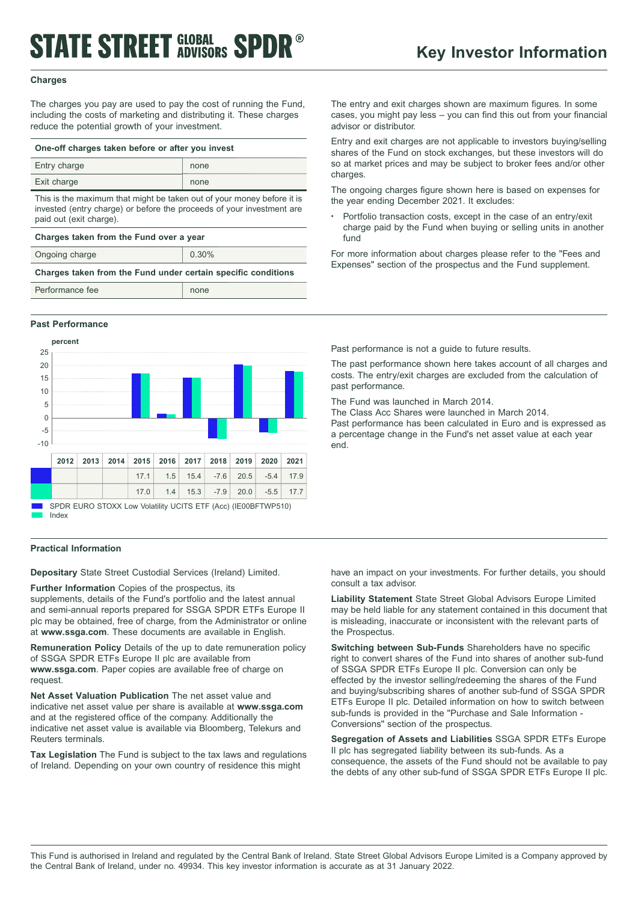## Charges

The charges you pay are used to pay the cost of running the Fund, including the costs of marketing and distributing it. These charges reduce the potential growth of your investment.

| One-off charges taken before or after you invest | |
|---|---|
| Entry charge | none |
| Exit charge | none |

This is the maximum that might be taken out of your money before it is invested (entry charge) or before the proceeds of your investment are paid out (exit charge).

| Charges taken from the Fund over a year | |
|---|---|
| Ongoing charge | 0.30% |

| Charges taken from the Fund under certain specific conditions | |
|---|---|
| Performance fee | none |

The entry and exit charges shown are maximum figures. In some cases, you might pay less – you can find this out from your financial advisor or distributor.

Entry and exit charges are not applicable to investors buying/selling shares of the Fund on stock exchanges, but these investors will do so at market prices and may be subject to broker fees and/or other charges.

The ongoing charges figure shown here is based on expenses for the year ending December 2021. It excludes:

- Portfolio transaction costs, except in the case of an entry/exit charge paid by the Fund when buying or selling units in another fund

For more information about charges please refer to the "Fees and Expenses" section of the prospectus and the Fund supplement.

## Past Performance

percent

25
20
15
10
5
0
-5
-10

| | 2012 | 2013 | 2014 | 2015 | 2016 | 2017 | 2018 | 2019 | 2020 | 2021 |
|---|---|---|---|---|---|---|---|---|---|---|
| SPDR EURO STOXX Low Volatility UCITS ETF (Acc) (IE00BFTWP510) | | | | 17.1 | 1.5 | 15.4 | -7.6 | 20.5 | -5.4 | 17.9 |
| Index | | | | 17.0 | 1.4 | 15.3 | -7.9 | 20.0 | -5.5 | 17.7 |

Past performance is not a guide to future results.

The past performance shown here takes account of all charges and costs. The entry/exit charges are excluded from the calculation of past performance.

The Fund was launched in March 2014.
The Class Acc Shares were launched in March 2014.
Past performance has been calculated in Euro and is expressed as a percentage change in the Fund's net asset value at each year end.

## Practical Information

**Depositary** State Street Custodial Services (Ireland) Limited.

**Further Information** Copies of the prospectus, its supplements, details of the Fund's portfolio and the latest annual and semi-annual reports prepared for SSGA SPDR ETFs Europe II plc may be obtained, free of charge, from the Administrator or online at **www.ssga.com**. These documents are available in English.

**Remuneration Policy** Details of the up to date remuneration policy of SSGA SPDR ETFs Europe II plc are available from **www.ssga.com**. Paper copies are available free of charge on request.

**Net Asset Valuation Publication** The net asset value and indicative net asset value per share is available at **www.ssga.com** and at the registered office of the company. Additionally the indicative net asset value is available via Bloomberg, Telekurs and Reuters terminals.

**Tax Legislation** The Fund is subject to the tax laws and regulations of Ireland. Depending on your own country of residence this might have an impact on your investments. For further details, you should consult a tax advisor.

**Liability Statement** State Street Global Advisors Europe Limited may be held liable for any statement contained in this document that is misleading, inaccurate or inconsistent with the relevant parts of the Prospectus.

**Switching between Sub-Funds** Shareholders have no specific right to convert shares of the Fund into shares of another sub-fund of SSGA SPDR ETFs Europe II plc. Conversion can only be effected by the investor selling/redeeming the shares of the Fund and buying/subscribing shares of another sub-fund of SSGA SPDR ETFs Europe II plc. Detailed information on how to switch between sub-funds is provided in the "Purchase and Sale Information - Conversions" section of the prospectus.

**Segregation of Assets and Liabilities** SSGA SPDR ETFs Europe II plc has segregated liability between its sub-funds. As a consequence, the assets of the Fund should not be available to pay the debts of any other sub-fund of SSGA SPDR ETFs Europe II plc.

This Fund is authorised in Ireland and regulated by the Central Bank of Ireland. State Street Global Advisors Europe Limited is a Company approved by the Central Bank of Ireland, under no. 49934. This key investor information is accurate as at 31 January 2022.